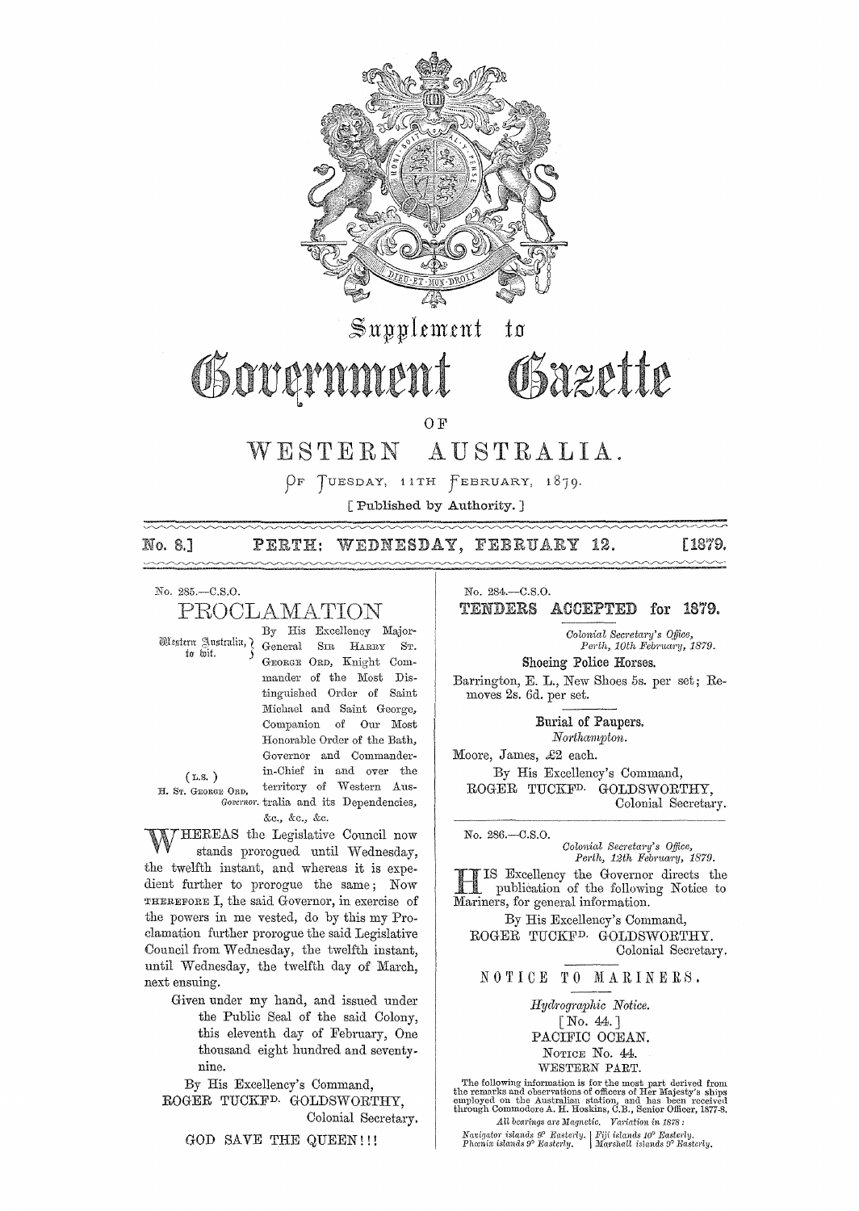# Supplement to Government Gazette

## OF

# WESTERN AUSTRALIA.

OF TUESDAY, 11TH FEBRUARY, 1879.

[ Published by Authority. ]

**No. 8.] PERTH: WEDNESDAY, FEBRUARY 12. [1879.**

No. 285.—C.S.O.

## PROCLAMATION

Western Australia, to wit. } By His Excellency Major-General SIR HARRY ST. GEORGE ORD, Knight Commander of the Most Distinguished Order of Saint Michael and Saint George, Companion of Our Most Honorable Order of the Bath, Governor and Commander-in-Chief in and over the territory of Western Australia and its Dependencies, &c., &c., &c.

( L.S. )
H. ST. GEORGE ORD,
*Governor.*

WHEREAS the Legislative Council now stands prorogued until Wednesday, the twelfth instant, and whereas it is expedient further to prorogue the same; Now THEREFORE I, the said Governor, in exercise of the powers in me vested, do by this my Proclamation further prorogue the said Legislative Council from Wednesday, the twelfth instant, until Wednesday, the twelfth day of March, next ensuing.

Given under my hand, and issued under the Public Seal of the said Colony, this eleventh day of February, One thousand eight hundred and seventy-nine.

By His Excellency's Command,
ROGER TUCKFD. GOLDSWORTHY,
Colonial Secretary.

GOD SAVE THE QUEEN!!!

No. 284.—C.S.O.

## TENDERS ACCEPTED for 1879.

*Colonial Secretary's Office,*
*Perth, 10th February, 1879.*

**Shoeing Police Horses.**

Barrington, E. L., New Shoes 5s. per set; Removes 2s. 6d. per set.

**Burial of Paupers.**
*Northampton.*

Moore, James, £2 each.

By His Excellency's Command,
ROGER TUCKFD. GOLDSWORTHY,
Colonial Secretary.

No. 286.—C.S.O.

*Colonial Secretary's Office,*
*Perth, 12th February, 1879.*

HIS Excellency the Governor directs the publication of the following Notice to Mariners, for general information.

By His Excellency's Command,
ROGER TUCKFD. GOLDSWORTHY.
Colonial Secretary.

## NOTICE TO MARINERS.

*Hydrographic Notice.*
[ No. 44. ]
PACIFIC OCEAN.
NOTICE No. 44.
WESTERN PART.

The following information is for the most part derived from the remarks and observations of officers of Her Majesty's ships employed on the Australian station, and has been received through Commodore A. H. Hoskins, C.B., Senior Officer, 1877-8.

*All bearings are Magnetic. Variation in 1878:*

*Navigator islands 9° Easterly.* | *Fiji islands 10° Easterly.*
*Phœnix islands 9° Easterly.* | *Marshall islands 9° Easterly.*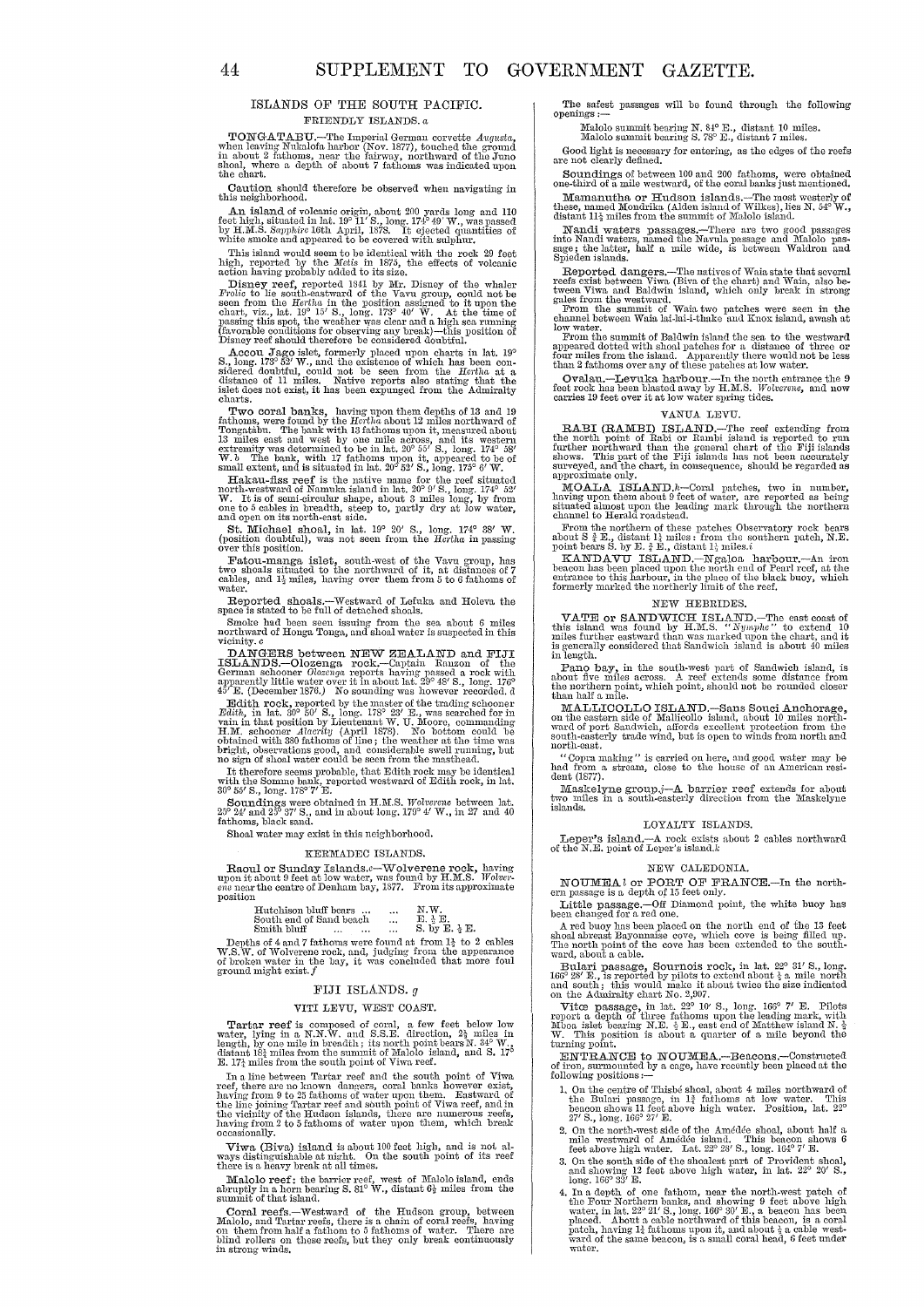## ISLANDS OF THE SOUTH PACIFIC.

### FRIENDLY ISLANDS. *a*

**TONGATABU.**—The Imperial German corvette *Augusta*, when leaving Nukalofa harbor (Nov. 1877), touched the ground in about 2 fathoms, near the fairway, northward of the Juno shoal, where a depth of about 7 fathoms was indicated upon the chart.

**Caution** should therefore be observed when navigating in this neighborhood.

**An island** of volcanic origin, about 200 yards long and 110 feet high, situated in lat. 19° 11′ S., long. 174° 49′ W., was passed by H.M.S. *Sapphire* 16th April, 1878. It ejected quantities of white smoke and appeared to be covered with sulphur.

This island would seem to be identical with the rock 29 feet high, reported by the *Metis* in 1875, the effects of volcanic action having probably added to its size.

**Disney reef,** reported 1841 by Mr. Disney of the whaler *Frolic* to lie south-eastward of the Vavu group, could not be seen from the *Hertha* in the position assigned to it upon the chart, viz., lat. 19° 15′ S., long. 173° 40′ W. At the time of passing this spot, the weather was clear and a high sea running (favorable conditions for observing any break)—this position of Disney reef should therefore be considered doubtful.

**Accou Jago** islet, formerly placed upon charts in lat. 19° S., long. 173° 52′ W., and the existence of which has been considered doubtful, could not be seen from the *Hertha* at a distance of 11 miles. Native reports also stating that the islet does not exist, it has been expunged from the Admiralty charts.

**Two coral banks,** having upon them depths of 13 and 19 fathoms, were found by the *Hertha* about 12 miles northward of Tongatábu. The bank with 13 fathoms upon it, measured about 13 miles east and west by one mile across, and its western extremity was determined to be in lat. 20° 55′ S., long. 174° 38′ W. *b* The bank, with 17 fathoms upon it, appeared to be of small extent, and is situated in lat. 20° 52′ S., long. 175° 6′ W.

**Hakau-fiss reef** is the native name for the reef situated north-westward of Namuka island in lat. 20° 9′ S., long. 174° 52′ W. It is of semi-circular shape, about 3 miles long, by from one to 5 cables in breadth, steep to, partly dry at low water, and open on its north-east side.

**St. Michael shoal,** in lat. 19° 20′ S., long. 174° 38′ W. (position doubtful), was not seen from the *Hertha* in passing over this position.

**Fatou-manga islet,** south-west of the Vavu group, has two shoals situated to the northward of it, at distances of 7 cables, and 1½ miles, having over them from 5 to 6 fathoms of water.

**Reported shoals.**—Westward of Lefuka and Holeva the space is stated to be full of detached shoals.

Smoke had been seen issuing from the sea about 6 miles northward of Honga Tonga, and shoal water is suspected in this vicinity. *c*

**DANGERS between NEW ZEALAND and FIJI ISLANDS.—Olozenga rock.**—Captain Ranzon of the German schooner *Olozenga* reports having passed a rock with apparently little water over it in about lat. 29° 48′ S., long. 176° 45′ E. (December 1876.) No sounding was however recorded. *d*

**Edith rock,** reported by the master of the trading schooner *Edith*, in lat. 30° 50′ S., long. 178° 23′ E., was searched for in vain in that position by Lieutenant W. U. Moore, commanding H.M. schooner *Alacrity* (April 1878). No bottom could be obtained with 380 fathoms of line; the weather at the time was bright, observations good, and considerable swell running, but no sign of shoal water could be seen from the masthead.

It therefore seems probable, that Edith rock may be identical with the Somme bank, reported westward of Edith rock, in lat. 30° 55′ S., long. 178° 7′ E.

**Soundings** were obtained in H.M.S. *Wolverene* between lat. 25° 24′ and 25° 37′ S., and in about long. 179° 4′ W., in 27 and 40 fathoms, black sand.

Shoal water may exist in this neighborhood.

### KERMADEC ISLANDS.

**Raoul or Sunday Islands.***e*—**Wolverene rock,** having upon it about 9 feet at low water, was found by H.M.S. *Wolverene* near the centre of Denham bay, 1877. From its approximate position

| | | |
|---|---|---|
| Hutchison bluff bears | ... | N.W. |
| South end of Sand beach | ... | E. ½ E. |
| Smith bluff | ... ... | S. by E. ½ E. |

Depths of 4 and 7 fathoms were found at from 1½ to 2 cables W.S.W. of Wolverene rock, and, judging from the appearance of broken water in the bay, it was concluded that more foul ground might exist. *f*

### FIJI ISLANDS. *g*

#### VITI LEVU, WEST COAST.

**Tartar reef** is composed of coral, a few feet below low water, lying in a N.N.W. and S.S.E. direction, 2½ miles in length, by one mile in breadth; its north point bears N. 34° W., distant 18½ miles from the summit of Malolo island, and S. 17° E. 17½ miles from the south point of Viwa reef.

In a line between Tartar reef and the south point of Viwa reef, there are no known dangers, coral banks however exist, having from 9 to 25 fathoms of water upon them. Eastward of the line joining Tartar reef and south point of Viwa reef, and in the vicinity of the Hudson islands, there are numerous reefs, having from 2 to 5 fathoms of water upon them, which break occasionally.

**Viwa (Biva) island** is about 100 feet high, and is not always distinguishable at night. On the south point of its reef there is a heavy break at all times.

**Malolo reef:** the barrier reef, west of Malolo island, ends abruptly in a horn bearing S. 81° W., distant 6½ miles from the summit of that island.

**Coral reefs.**—Westward of the Hudson group, between Malolo, and Tartar reefs, there is a chain of coral reefs, having on them from half a fathom to 5 fathoms of water. There are blind rollers on these reefs, but they only break continuously in strong winds.

The safest passages will be found through the following openings:—

Malolo summit bearing N. 84° E., distant 10 miles.
Malolo summit bearing S. 78° E., distant 7 miles.

Good light is necessary for entering, as the edges of the reefs are not clearly defined.

**Soundings** of between 100 and 200 fathoms, were obtained one-third of a mile westward, of the coral banks just mentioned.

**Mamanutha or Hudson islands.**—The most westerly of these, named Mondrika (Alden island of Wilkes), lies N. 54° W., distant 11½ miles from the summit of Malolo island.

**Nandi waters passages.**—There are two good passages into Nandi waters, named the Navula passage and Malolo passage; the latter, half a mile wide, is between Waldron and Spieden islands.

**Reported dangers.**—The natives of Waia state that several reefs exist between Viwa (Biva of the chart) and Waia, also between Viwa and Baldwin island, which only break in strong gales from the westward.

From the summit of Waia two patches were seen in the channel between Waia lai-lai-i-thake and Knox island, awash at low water.

From the summit of Baldwin island the sea to the westward appeared dotted with shoal patches for a distance of three or four miles from the island. Apparently there would not be less than 2 fathoms over any of these patches at low water.

**Ovalau.—Levuka harbour.**—In the north entrance the 9 feet rock has been blasted away by H.M.S. *Wolverene*, and now carries 19 feet over it at low water spring tides.

#### VANUA LEVU.

**RABI (RAMBI) ISLAND.**—The reef extending from the north point of Rabi or Rambi island is reported to run further northward than the general chart of the Fiji islands shows. This part of the Fiji islands has not been accurately surveyed, and the chart, in consequence, should be regarded as approximate only.

**MOALA ISLAND.***h*—Coral patches, two in number, having upon them about 9 feet of water, are reported as being situated almost upon the leading mark through the northern channel to Herald roadstead.

From the northern of these patches Observatory rock bears about S ¾ E., distant 1½ miles: from the southern patch, N.E. point bears S. by E. ¾ E., distant 1½ miles.*i*

**KANDAVU ISLAND.**—**Ngaloa harbour.**—An iron beacon has been placed upon the north end of Pearl reef, at the entrance to this harbour, in the place of the black buoy, which formerly marked the northerly limit of the reef.

### NEW HEBRIDES.

**VATE or SANDWICH ISLAND.**—The east coast of this island was found by H.M.S. "*Nymphe*" to extend 10 miles further eastward than was marked upon the chart, and it is generally considered that Sandwich island is about 40 miles in length.

**Pano bay,** in the south-west part of Sandwich island, is about five miles across. A reef extends some distance from the northern point, which point, should not be rounded closer than half a mile.

**MALLICOLLO ISLAND.**—Sans Souci Anchorage, on the eastern side of Mallicollo island, about 10 miles northward of port Sandwich, affords excellent protection from the south-easterly trade wind, but is open to winds from north and north-east.

"Copra making" is carried on here, and good water may be had from a stream, close to the house of an American resident (1877).

**Maskelyne group.***j*—A barrier reef extends for about two miles in a south-easterly direction from the Maskelyne islands.

### LOYALTY ISLANDS.

**Leper's island.**—A rock exists about 2 cables northward of the N.E. point of Leper's island.*k*

### NEW CALEDONIA.

**NOUMEA** *l* **or PORT OF FRANCE.**—In the northern passage is a depth of 15 feet only.

**Little passage.**—Off Diamond point, the white buoy has been changed for a red one.

A red buoy has been placed on the north end of the 13 feet shoal abreast Bayonnaise cove, which cove is being filled up. The north point of the cove has been extended to the southward, about a cable.

**Bulari passage, Sournois rock,** in lat. 22° 31′ S., long. 166° 28′ E., is reported by pilots to extend about ¼ a mile north and south; this would make it about twice the size indicated on the Admiralty chart No. 2,907.

**Vitoe passage,** in lat. 22° 10′ S., long. 166° 7′ E. Pilots report a depth of three fathoms upon the leading mark, with Mboa islet bearing N.E. ½ E., east end of Matthew island N. ½ W. This position is about a quarter of a mile beyond the turning point.

**ENTRANCE to NOUMEA.**—Beacons.—Constructed of iron, surmounted by a cage, have recently been placed at the following positions:—

1. On the centre of Thisbé shoal, about 4 miles northward of the Bulari passage, in 1½ fathoms at low water. This beacon shows 11 feet above high water. Position, lat. 22° 27′ S., long. 166° 27′ E.
2. On the north-west side of the Amédée shoal, about half a mile westward of Amédée island. This beacon shows 6 feet above high water. Lat. 22° 28′ S., long. 164° 7′ E.
3. On the south side of the shoalest part of Provident shoal, and showing 12 feet above high water, in lat. 22° 20′ S., long. 166° 33′ E.
4. In a depth of one fathom, near the north-west patch of the Four Northern banks, and showing 9 feet above high water, in lat. 22° 21′ S., long. 166° 30′ E., a beacon has been placed. About a cable northward of this beacon, is a coral patch, having 1¾ fathoms upon it, and about ¼ a cable westward of the same beacon, is a small coral head, 6 feet under water.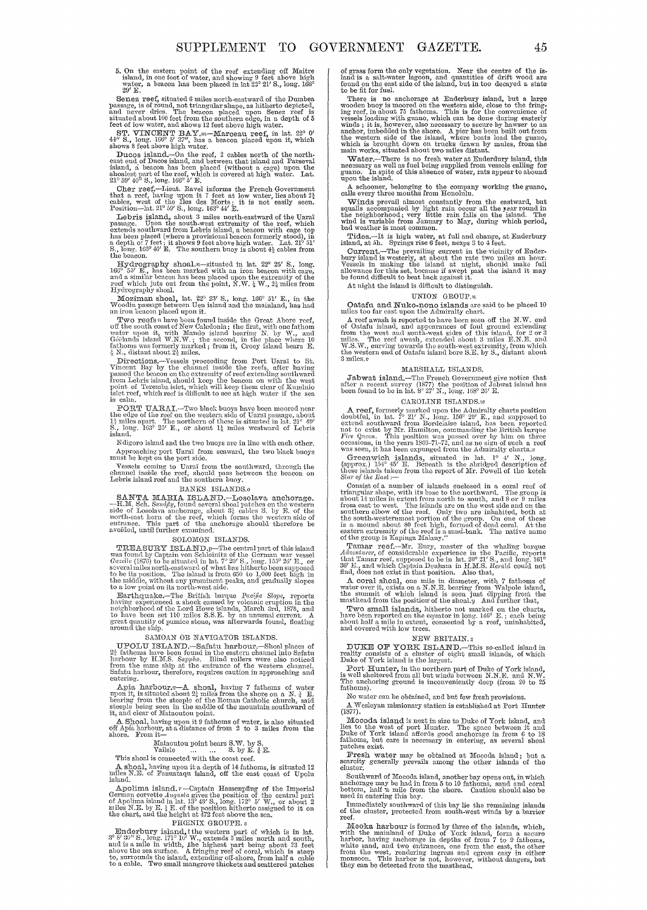5. On the eastern point of the reef extending off Maitre island, in one foot of water, and showing 9 feet above high water, a beacon has been placed in lat 22° 21′ S., long. 166° 29′ E.

**Senez reef**, situated 6 miles north-eastward of the Dumbea passage, is of round, not triangular shape, as hitherto depicted, and never dries. The beacon placed upon Senez reef is situated about 100 feet from the southern edge, in a depth of 5 feet of low water, and shows 12 feet above high water.

**ST. VINCENT BAY.**m—**Marceau reef**, in lat. 22° 0′ 44″ S., long. 166° 5′ 37″, has a beacon placed upon it, which shows 8 feet above high water.

**Ducos island.**—On the reef, 2 cables north of the north-east end of Ducos island, and between that island and Parseval island, a beacon has been placed (without a cage) upon the shoalest part of the reef, which is covered at high water. Lat. 21° 59′ 40″ S., long. 166° 5′ E.

**Cher reef.**—Lieut. Ravel informs the French Government that a reef, having upon it 7 feet at low water, lies about 2½ cables, west of the Iles des Morts; it is not easily seen. Position—lat. 21° 59′ S., long. 163° 44′ E.

**Lebris island**, about 3 miles north-eastward of the Uaraï passage. Upon the south-west extremity of the reef, which extends southward from Lebris island, a beacon with cage top has been placed (where a provisional beacon formerly stood), in a depth of 7 feet; it shows 9 feet above high water. Lat. 21° 51′ S., long. 165° 46′ E. The southern buoy is about 4½ cables from the beacon.

**Hydrography shoal.**n—situated in lat. 22° 25′ S., long. 166° 55′ E., has been marked with an iron beacon with cage, and a similar beacon has been placed upon the extremity of the reef which juts out from the point, N.W. ½ W., 2½ miles from Hydrography shoal.

**Moziman shoal**, lat. 22° 23′ S., long. 166° 51′ E., in the Woodin passage between Uen island and the mainland, has had an iron beacon placed upon it.

**Two reefs**n have been found inside the Great Abore reef, off the south coast of New Caledonia; the first, with one fathom water upon it, with Mando island bearing N. by W., and Goëlands island W.N.W.; the second, in the place where 10 fathoms was formerly marked; from it, Croey island bears E. ½ N., distant about 2½ miles.

**Directions.**—Vessels proceeding from Port Uaraï to St. Vincent Bay by the channel inside the reefs, after having passed the beacon on the extremity of reef extending southward from Lebris island, should keep the beacon on with the west point of Teremba islet, which will keep them clear of Kunduio islet reef, which reef is difficult to see at high water if the sea is calm.

**PORT UARAI.**—Two black buoys have been moored near the edge of the reef on the western side of Uaraï passage, about 1½ miles apart. The northern of these is situated in lat. 21° 49′ S., long. 163° 25′ E., or about 1½ miles westward of Lebris island.

Ndigoro island and the two buoys are in line with each other.

Approaching port Uaraï from seaward, the two black buoys must be kept on the port side.

Vessels coming to Uaraï from the southward, through the channel inside the reef, should pass between the beacon on Lebris island reef and the southern buoy.

BANKS ISLANDS.o

**SANTA MARIA ISLAND.**—**Losolava anchorage.**—H.M. Sch. *Sandfly*, found several shoal patches on the western side of Losolava anchorage, about 3½ cables S. by E. of the north-east horn of the reef, which forms the western side of entrance. This part of the anchorage should therefore be avoided, until further examined.

SOLOMON ISLANDS.

**TREASURY ISLAND.**p—The central part of this island was found by Captain von Schleinitz of the German war vessel *Gazelle* (1876) to be situated in lat. 7° 20′ S., long. 155° 25′ E., or several miles north-eastward of what has hitherto been supposed to be its position. The island is from 650 to 1,000 feet high in the middle, without any prominent peaks, and gradually slopes to a low point on its north-west side.

**Earthquake.**—The British barque *Pacific Slope*, reports having experienced a shock caused by volcanic eruption in the neighborhood of the Lord Howe islands, March 3rd, 1878, and to have been set 110 miles S.S.E. by an unusual current. A great quantity of pumice stone, was afterwards found, floating around the ship.

SAMOAN OR NAVIGATOR ISLANDS.

**UPOLU ISLAND.**—**Safatu harbour.**—Shoal places of 2½ fathoms have been found in the eastern channel into Safatu harbour by H.M.S. *Sappho*. Blind rollers were also noticed from the same ship at the entrance of the western channel. Safatu harbour, therefore, requires caution in approaching and entering.

**Apia harbour.**q—**A shoal**, having 7 fathoms of water upon it, is situated about 2½ miles from the shore on a N. ¾ E. bearing from the steeple of the Roman Catholic church, said steeple being seen in the saddle of the mountain southward of it, and clear of Mataoutou point.

**A Shoal**, having upon it 9 fathoms of water, is also situated off Apia harbour, at a distance of from 2 to 3 miles from the shore. From it—

Mataoutou point bears S.W. by S.
Vailele ... ... S. by E. ¾ E.

This shoal is connected with the coast reef.

**A shoal**, having upon it a depth of 14 fathoms, is situated 12 miles N.E. of Fanuataqu island, off the east coast of Upolu island.

**Apolima island.**r—Captain Hassenpflug of the Imperial German corvette *Augusta* gives the position of the central part of Apolima island in lat. 13° 48′ S., long. 172° 5′ W., or about 2 miles N.E. by E. ¾ E. of the position hitherto assigned to it on the chart, and the height at 472 feet above the sea.

PHŒNIX GROUPE.s

**Enderbury island,**t the western part of which is in lat. 3° 8′ 30″ S., long. 171° 10′ W., extends 3 miles north and south, and is a mile in width, the highest part being about 23 feet above the sea surface. A fringing reef of coral, which is steep to, surrounds the island, extending off-shore, from half a cable to a cable. Two small mangrove thickets and scattered patches of grass form the only vegetation. Near the centre of the island is a salt-water lagoon, and quantities of drift wood are found on the east side of the island, but in too decayed a state to be fit for fuel.

There is no anchorage at Enderbury island, but a large wooden buoy is moored on the western side, close to the fringing reef, in about 75 fathoms. This is for the convenience of vessels loading with guano, which can be done during easterly winds; it is, however, also necessary to secure by hawser to an anchor, imbedded in the shore. A pier has been built out from the western side of the island, where boats load the guano, which is brought down on trucks drawn by mules, from the main works, situated about two miles distant.

**Water.**—There is no fresh water at Enderbury island, this necessary as well as fuel being supplied from vessels calling for guano. In spite of this absence of water, rats appear to abound upon the island.

A schooner, belonging to the company working the guano, calls every three months from Honolulu.

**Winds** prevail almost constantly from the eastward, but squalls accompanied by light rain occur all the year round in the neighborhood; very little rain falls on the island. The wind is variable from January to May, during which period, bad weather is most common.

**Tides.**—It is high water, at full and change, at Enderbury island, at 5h. Springs rise 6 feet, neaps 3 to 4 feet.

**Current.**—The prevailing current in the vicinity of Enderbury island is westerly, at about the rate two miles an hour. Vessels in making the island at night, should make full allowance for this set, because if swept past the island it may be found difficult to beat back against it.

At night the island is difficult to distinguish.

UNION GROUP.u

**Oatafu and Nuko-nono islands** are said to be placed 10 miles too far east upon the Admiralty chart.

A reef awash is reported to have been seen off the N.W. end of Oatafu island, and appearances of foul ground extending from the west and south-west sides of this island, for 2 or 3 miles. The reef awash, extended about 3 miles E.N.E. and W.S.W., curving towards the south-west extremity, from which the western end of Oatafu island bore S.E. by S., distant about 3 miles.v

MARSHALL ISLANDS.

**Jabwat island.**—The French Government give notice that after a recent survey (1877) the position of Jabwat island has been found to be in lat. 8° 27′ N., long. 168° 26′ E.

CAROLINE ISLANDS.w

**A reef**, formerly marked upon the Admiralty charts position doubtful, in lat. 7° 21′ N., long. 156° 29′ E., and supposed to extend southward from Bordelaise island, has been reported not to exist by Mr. Hamilton, commanding the British barque *Fire Queen*. This position was passed over by him on three occasions, in the years 1865-71-72, and as no sign of such a reef was seen, it has been expunged from the Admiralty charts.x

**Greenwich islands**, situated in lat. 1° 4′ N., long. (approx.) 154° 45′ E. Beneath is the abridged description of these islands taken from the report of Mr. Powell of the ketch *Star of the East*:—

Consist of a number of islands enclosed in a coral reef of triangular shape, with its base to the northward. The group is about 14 miles in extent from north to south, and 8 or 9 miles from east to west. The islands are on the west side and on the southern elbow of the reef. Only two are inhabited, both at the south-westernmost portion of the group. On one of these is a mound about 80 feet high, formed of dead coral. At the eastern extremity of the reef is a sand-bank. The native name of the group is Kapinga Malany."

**Tamar reef.**—Mr. Eury, master of the whaling barque *Adventurer*, of considerable experience in the Pacific, reports that Tamar reef, supposed to be in lat. 20° 21′ S., and long. 161° 36′ E., and which Captain Denham in H.M.S. *Herald* could not find, does not exist in that position. Also that,

**A coral shoal**, one mile in diameter, with 7 fathoms of water over it, exists on a N.N.E. bearing from Walpole island, the summit of which island is seen just dipping from the masthead from the position of the shoal.y And further that,

**Two small islands**, hitherto not marked on the charts, have been reported on the equator in long. 146° E.; each being about half a mile in extent, connected by a reef, uninhabited, and covered with low trees.

NEW BRITAIN.z

**DUKE OF YORK ISLAND.**—This so-called island in reality consists of a cluster of eight small islands, of which Duke of York island is the largest.

**Port Hunter**, in the northern part of Duke of York island, is well sheltered from all but winds between N.N.E. and N.W. The anchoring ground is inconveniently deep (from 20 to 25 fathoms).

No water can be obtained, and but few fresh provisions.

A Wesleyan missionary station is established at Port Hunter (1877).

**Mocoda island** is next in size to Duke of York island, and lies to the west of port Hunter. The space between it and Duke of York island affords good anchorage in from 6 to 18 fathoms, but care is necessary in entering, as several shoal patches exist.

**Fresh water** may be obtained at Mocoda island; but a scarcity generally prevails among the other islands of the cluster.

Southward of Mocoda island, another bay opens out, in which anchorage may be had in from 5 to 10 fathoms, sand and coral bottom, half a mile from the shore. Caution should also be used in entering this bay.

Immediately southward of this bay lie the remaining islands of the cluster, protected from south-west winds by a barrier reef.

**Meoka harbour** is formed by three of the islands, which, with the mainland of Duke of York island, form a secure harbor, having anchorage in depths of from 7 to 9 fathoms, white sand, and two entrances, one from the east, the other from the west, rendering ingress and egress easy in either monsoon. This harbor is not, however, without dangers, but they can be detected from the masthead.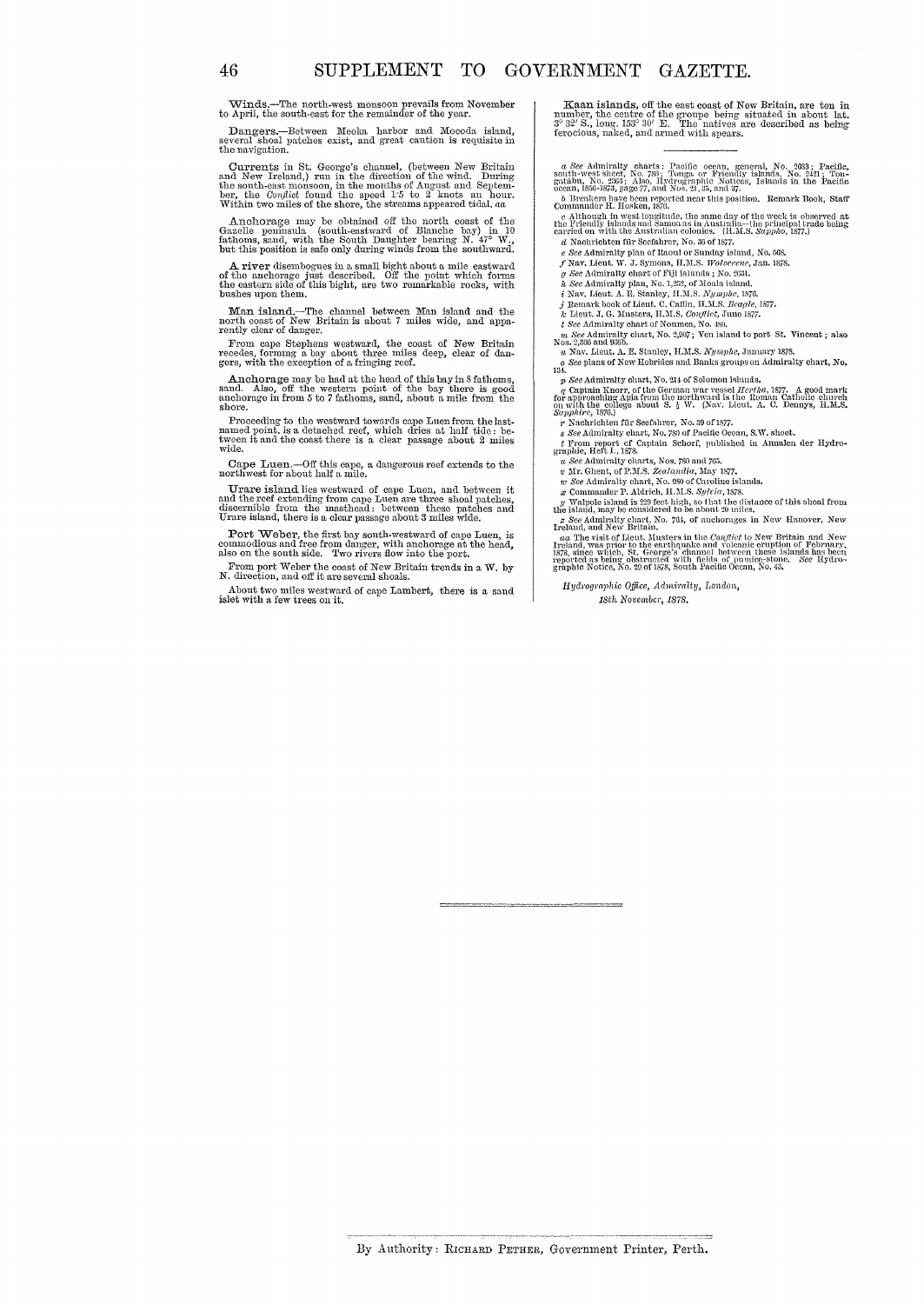**Winds.**—The north-west monsoon prevails from November to April, the south-east for the remainder of the year.

**Dangers.**—Between Meoka harbor and Mocoda island, several shoal patches exist, and great caution is requisite in the navigation.

**Currents** in St. George's channel, (between New Britain and New Ireland,) run in the direction of the wind. During the south-east monsoon, in the months of August and September, the *Conflict* found the speed 1·5 to 2 knots an hour. Within two miles of the shore, the streams appeared tidal. *aa*

**Anchorage** may be obtained off the north coast of the Gazelle peninsula (south-eastward of Blanche bay) in 10 fathoms, sand, with the South Daughter bearing N. 47° W., but this position is safe only during winds from the southward.

**A river** disembogues in a small bight about a mile eastward of the anchorage just described. Off the point which forms the eastern side of this bight, are two remarkable rocks, with bushes upon them.

**Man island.**—The channel between Man island and the north coast of New Britain is about 7 miles wide, and apparently clear of danger.

From cape Stephens westward, the coast of New Britain recedes, forming a bay about three miles deep, clear of dangers, with the exception of a fringing reef.

**Anchorage** may be had at the head of this bay in 8 fathoms, sand. Also, off the western point of the bay there is good anchorage in from 5 to 7 fathoms, sand, about a mile from the shore.

Proceeding to the westward towards cape Luen from the last-named point, is a detached reef, which dries at half tide: between it and the coast there is a clear passage about 2 miles wide.

**Cape Luen.**—Off this cape, a dangerous reef extends to the northwest for about half a mile.

**Urare island** lies westward of cape Luen, and between it and the reef extending from cape Luen are three shoal patches, discernible from the masthead: between these patches and Urare island, there is a clear passage about 3 miles wide.

**Port Weber**, the first bay south-westward of cape Luen, is commodious and free from danger, with anchorage at the head, also on the south side. Two rivers flow into the port.

From port Weber the coast of New Britain trends in a W. by N. direction, and off it are several shoals.

About two miles westward of cape Lambert, there is a sand islet with a few trees on it.

**Kaan islands**, off the east coast of New Britain, are ten in number, the centre of the groupe being situated in about lat. 3° 32′ S., long. 153° 30′ E. The natives are described as being ferocious, naked, and armed with spears.

---

*a See* Admiralty charts: Pacific ocean, general, No. 2683; Pacific, south-west sheet, No. 780; Tonga or Friendly islands, No. 2421; Tongatabu, No. 2363; Also, Hydrographic Notices, Islands in the Pacific ocean, 1856-1873, page 77, and Nos. 21, 35, and 37.

*b* Breakers have been reported near this position. Remark Book, Staff Commander H. Hosken, 1876.

*c* Although in west longitude, the same day of the week is observed at the Friendly islands and Samoa as in Australia—the principal trade being carried on with the Australian colonies. (H.M.S. *Sappho*, 1877.)

*d* Nachrichten für Seefahrer, No. 36 of 1877.

*e See* Admiralty plan of Raoul or Sunday island, No. 568.

*f* Nav. Lieut. W. J. Symons, H.M.S. *Wolverene*, Jan. 1878.

*g See* Admiralty chart of Fiji islands; No. 2691.

*h See* Admiralty plan, No. 1,252, of Moala island.

*i* Nav. Lieut. A. E. Stanley, H.M.S. *Nymphe*, 1876.

*j* Remark book of Lieut. C. Caffin, H.M.S. *Beagle*, 1877.

*k* Lieut. J. G. Masters, H.M.S. *Conflict*, June 1877.

*l See* Admiralty chart of Noumea, No. 189.

*m See* Admiralty chart, No. 2,007; Ven island to port St. Vincent; also Nos. 2,296 and 936b.

*n* Nav. Lieut. A. E. Stanley, H.M.S. *Nymphe*, January 1878.

*o See* plans of New Hebrides and Banks groups on Admiralty chart, No. 134.

*p See* Admiralty chart, No. 214 of Solomon islands.

*q* Captain Knorr, of the German war vessel *Hertha*, 1877. A good mark for approaching Apia from the northward is the Roman Catholic church on with the college about S. ½ W. (Nav. Lieut. A. C. Dennys, H.M.S. *Sapphire*, 1876.)

*r* Nachrichten für Seefahrer, No. 39 of 1877.

*s See* Admiralty chart, No. 780 of Pacific Ocean, S.W. sheet.

*t* From report of Captain Schorf, published in Annalen der Hydrographie, Heft I., 1878.

*u See* Admiralty charts, Nos. 780 and 765.

*v* Mr. Ghent, of P.M.S. *Zealandia*, May 1877.

*w See* Admiralty chart, No. 980 of Caroline islands.

*x* Commander P. Aldrich, H.M.S. *Sylvia*, 1878.

*y* Walpole island is 229 feet high, so that the distance of this shoal from the island, may be considered to be about 20 miles.

*z See* Admiralty chart, No. 764, of anchorages in New Hanover, New Ireland, and New Britain.

*aa* The visit of Lieut. Masters in the *Conflict* to New Britain and New Ireland, was prior to the earthquake and volcanic eruption of February, 1878, since which, St. George's channel between these islands has been reported as being obstructed with fields of pumice-stone. *See* Hydrographic Notice, No. 20 of 1878, South Pacific Ocean, No. 43.

*Hydrographic Office, Admiralty, London,*
*18th November, 1878.*

---

By Authority: Richard Pether, Government Printer, Perth.